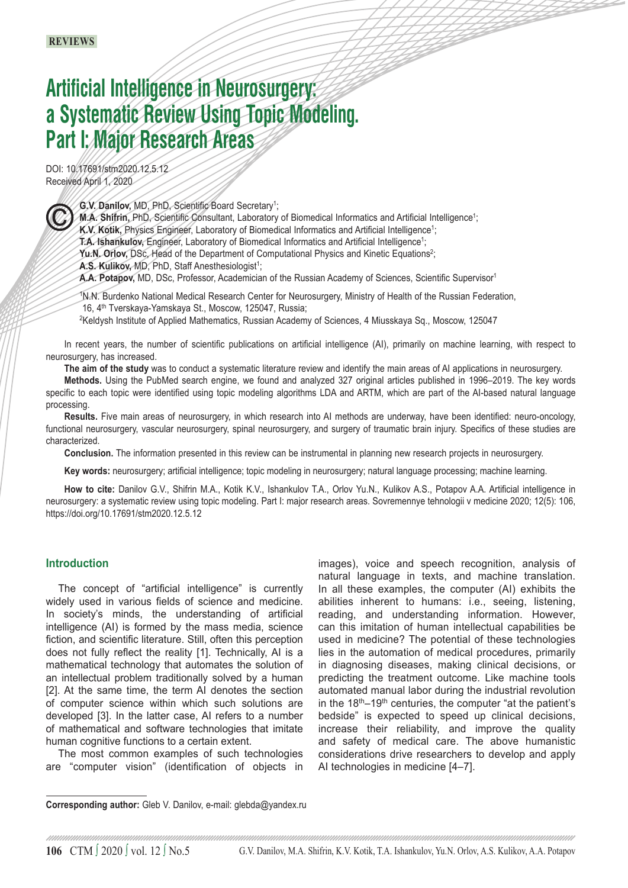REVIEWS

# Artificial Intelligence in Neurosurgery: a Systematic Review Using Topic Modeling. Part I: Major Research Areas

DOI: 10.17691/stm2020.12.5.12
Received April 1, 2020

**G.V. Danilov,** MD, PhD, Scientific Board Secretary[1];
**M.A. Shifrin,** PhD, Scientific Consultant, Laboratory of Biomedical Informatics and Artificial Intelligence[1];
**K.V. Kotik,** Physics Engineer, Laboratory of Biomedical Informatics and Artificial Intelligence[1];
**T.A. Ishankulov,** Engineer, Laboratory of Biomedical Informatics and Artificial Intelligence[1];
**Yu.N. Orlov,** DSc, Head of the Department of Computational Physics and Kinetic Equations[2];
**A.S. Kulikov,** MD, PhD, Staff Anesthesiologist[1];
**A.A. Potapov,** MD, DSc, Professor, Academician of the Russian Academy of Sciences, Scientific Supervisor[1]

[1]N.N. Burdenko National Medical Research Center for Neurosurgery, Ministry of Health of the Russian Federation, 16, 4th Tverskaya-Yamskaya St., Moscow, 125047, Russia;
[2]Keldysh Institute of Applied Mathematics, Russian Academy of Sciences, 4 Miusskaya Sq., Moscow, 125047

In recent years, the number of scientific publications on artificial intelligence (AI), primarily on machine learning, with respect to neurosurgery, has increased.

**The aim of the study** was to conduct a systematic literature review and identify the main areas of AI applications in neurosurgery.

**Methods.** Using the PubMed search engine, we found and analyzed 327 original articles published in 1996–2019. The key words specific to each topic were identified using topic modeling algorithms LDA and ARTM, which are part of the AI-based natural language processing.

**Results.** Five main areas of neurosurgery, in which research into AI methods are underway, have been identified: neuro-oncology, functional neurosurgery, vascular neurosurgery, spinal neurosurgery, and surgery of traumatic brain injury. Specifics of these studies are characterized.

**Conclusion.** The information presented in this review can be instrumental in planning new research projects in neurosurgery.

**Key words:** neurosurgery; artificial intelligence; topic modeling in neurosurgery; natural language processing; machine learning.

**How to cite:** Danilov G.V., Shifrin M.A., Kotik K.V., Ishankulov T.A., Orlov Yu.N., Kulikov A.S., Potapov A.A. Artificial intelligence in neurosurgery: a systematic review using topic modeling. Part I: major research areas. Sovremennye tehnologii v medicine 2020; 12(5): 106, https://doi.org/10.17691/stm2020.12.5.12

## Introduction

The concept of "artificial intelligence" is currently widely used in various fields of science and medicine. In society's minds, the understanding of artificial intelligence (AI) is formed by the mass media, science fiction, and scientific literature. Still, often this perception does not fully reflect the reality [1]. Technically, AI is a mathematical technology that automates the solution of an intellectual problem traditionally solved by a human [2]. At the same time, the term AI denotes the section of computer science within which such solutions are developed [3]. In the latter case, AI refers to a number of mathematical and software technologies that imitate human cognitive functions to a certain extent.

The most common examples of such technologies are "computer vision" (identification of objects in images), voice and speech recognition, analysis of natural language in texts, and machine translation. In all these examples, the computer (AI) exhibits the abilities inherent to humans: i.e., seeing, listening, reading, and understanding information. However, can this imitation of human intellectual capabilities be used in medicine? The potential of these technologies lies in the automation of medical procedures, primarily in diagnosing diseases, making clinical decisions, or predicting the treatment outcome. Like machine tools automated manual labor during the industrial revolution in the 18th–19th centuries, the computer "at the patient's bedside" is expected to speed up clinical decisions, increase their reliability, and improve the quality and safety of medical care. The above humanistic considerations drive researchers to develop and apply AI technologies in medicine [4–7].

**Corresponding author:** Gleb V. Danilov, e-mail: glebda@yandex.ru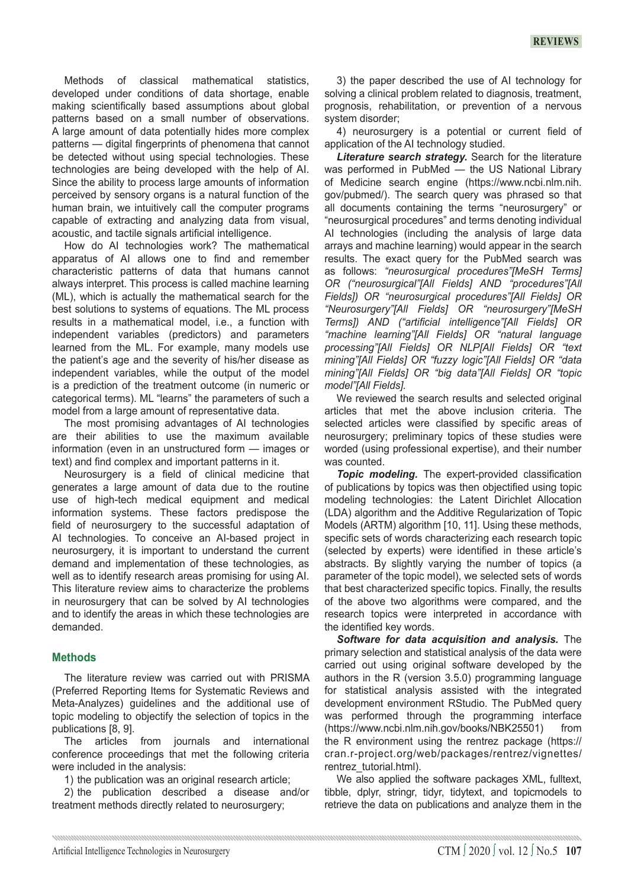Methods of classical mathematical statistics, developed under conditions of data shortage, enable making scientifically based assumptions about global patterns based on a small number of observations. A large amount of data potentially hides more complex patterns — digital fingerprints of phenomena that cannot be detected without using special technologies. These technologies are being developed with the help of AI. Since the ability to process large amounts of information perceived by sensory organs is a natural function of the human brain, we intuitively call the computer programs capable of extracting and analyzing data from visual, acoustic, and tactile signals artificial intelligence.

How do AI technologies work? The mathematical apparatus of AI allows one to find and remember characteristic patterns of data that humans cannot always interpret. This process is called machine learning (ML), which is actually the mathematical search for the best solutions to systems of equations. The ML process results in a mathematical model, i.e., a function with independent variables (predictors) and parameters learned from the ML. For example, many models use the patient's age and the severity of his/her disease as independent variables, while the output of the model is a prediction of the treatment outcome (in numeric or categorical terms). ML "learns" the parameters of such a model from a large amount of representative data.

The most promising advantages of AI technologies are their abilities to use the maximum available information (even in an unstructured form — images or text) and find complex and important patterns in it.

Neurosurgery is a field of clinical medicine that generates a large amount of data due to the routine use of high-tech medical equipment and medical information systems. These factors predispose the field of neurosurgery to the successful adaptation of AI technologies. To conceive an AI-based project in neurosurgery, it is important to understand the current demand and implementation of these technologies, as well as to identify research areas promising for using AI. This literature review aims to characterize the problems in neurosurgery that can be solved by AI technologies and to identify the areas in which these technologies are demanded.

## Methods

The literature review was carried out with PRISMA (Preferred Reporting Items for Systematic Reviews and Meta-Analyzes) guidelines and the additional use of topic modeling to objectify the selection of topics in the publications [8, 9].

The articles from journals and international conference proceedings that met the following criteria were included in the analysis:

1) the publication was an original research article;

2) the publication described a disease and/or treatment methods directly related to neurosurgery;

3) the paper described the use of AI technology for solving a clinical problem related to diagnosis, treatment, prognosis, rehabilitation, or prevention of a nervous system disorder;

4) neurosurgery is a potential or current field of application of the AI technology studied.

***Literature search strategy.*** Search for the literature was performed in PubMed — the US National Library of Medicine search engine (https://www.ncbi.nlm.nih.gov/pubmed/). The search query was phrased so that all documents containing the terms "neurosurgery" or "neurosurgical procedures" and terms denoting individual AI technologies (including the analysis of large data arrays and machine learning) would appear in the search results. The exact query for the PubMed search was as follows: *"neurosurgical procedures"[MeSH Terms] OR ("neurosurgical"[All Fields] AND "procedures"[All Fields]) OR "neurosurgical procedures"[All Fields] OR "Neurosurgery"[All Fields] OR "neurosurgery"[MeSH Terms]) AND ("artificial intelligence"[All Fields] OR "machine learning"[All Fields] OR "natural language processing"[All Fields] OR NLP[All Fields] OR "text mining"[All Fields] OR "fuzzy logic"[All Fields] OR "data mining"[All Fields] OR "big data"[All Fields] OR "topic model"[All Fields].*

We reviewed the search results and selected original articles that met the above inclusion criteria. The selected articles were classified by specific areas of neurosurgery; preliminary topics of these studies were worded (using professional expertise), and their number was counted.

***Topic modeling.*** The expert-provided classification of publications by topics was then objectified using topic modeling technologies: the Latent Dirichlet Allocation (LDA) algorithm and the Additive Regularization of Topic Models (ARTM) algorithm [10, 11]. Using these methods, specific sets of words characterizing each research topic (selected by experts) were identified in these article's abstracts. By slightly varying the number of topics (a parameter of the topic model), we selected sets of words that best characterized specific topics. Finally, the results of the above two algorithms were compared, and the research topics were interpreted in accordance with the identified key words.

***Software for data acquisition and analysis.*** The primary selection and statistical analysis of the data were carried out using original software developed by the authors in the R (version 3.5.0) programming language for statistical analysis assisted with the integrated development environment RStudio. The PubMed query was performed through the programming interface (https://www.ncbi.nlm.nih.gov/books/NBK25501) from the R environment using the rentrez package (https://cran.r-project.org/web/packages/rentrez/vignettes/rentrez_tutorial.html).

We also applied the software packages XML, fulltext, tibble, dplyr, stringr, tidyr, tidytext, and topicmodels to retrieve the data on publications and analyze them in the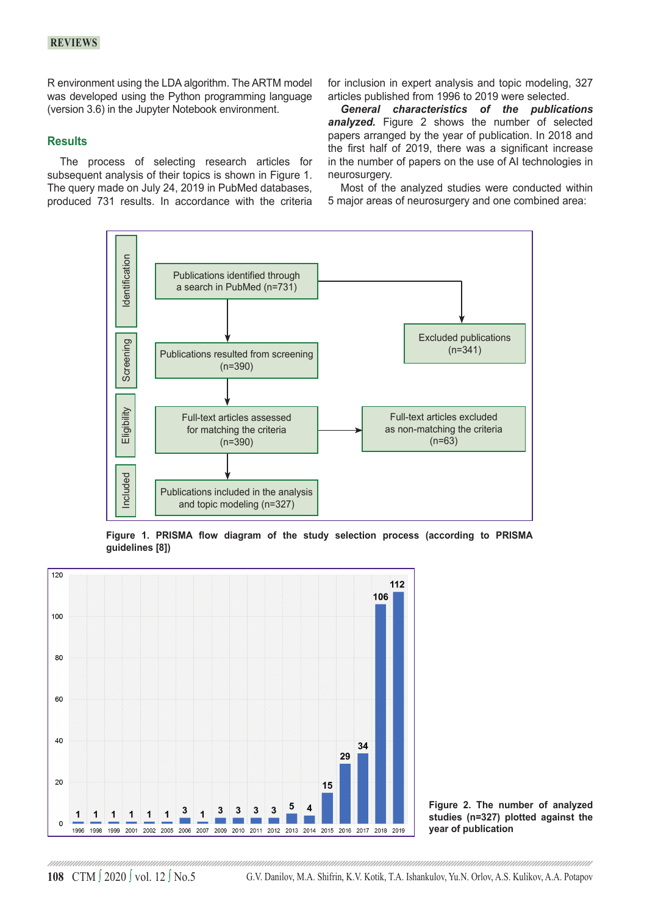R environment using the LDA algorithm. The ARTM model was developed using the Python programming language (version 3.6) in the Jupyter Notebook environment.

## Results

The process of selecting research articles for subsequent analysis of their topics is shown in Figure 1. The query made on July 24, 2019 in PubMed databases, produced 731 results. In accordance with the criteria for inclusion in expert analysis and topic modeling, 327 articles published from 1996 to 2019 were selected.

***General characteristics of the publications analyzed.*** Figure 2 shows the number of selected papers arranged by the year of publication. In 2018 and the first half of 2019, there was a significant increase in the number of papers on the use of AI technologies in neurosurgery.

Most of the analyzed studies were conducted within 5 major areas of neurosurgery and one combined area:

Identification
Screening
Eligibility
Included

Publications identified through a search in PubMed (n=731)

Excluded publications (n=341)

Publications resulted from screening (n=390)

Full-text articles assessed for matching the criteria (n=390)

Full-text articles excluded as non-matching the criteria (n=63)

Publications included in the analysis and topic modeling (n=327)

**Figure 1. PRISMA flow diagram of the study selection process (according to PRISMA guidelines [8])**

0
20
40
60
80
100
120

1996 1998 1999 2001 2002 2005 2006 2007 2009 2010 2011 2012 2013 2014 2015 2016 2017 2018 2019

1 1 1 1 1 1 3 1 3 3 3 3 5 4 15 29 34 106 112

**Figure 2. The number of analyzed studies (n=327) plotted against the year of publication**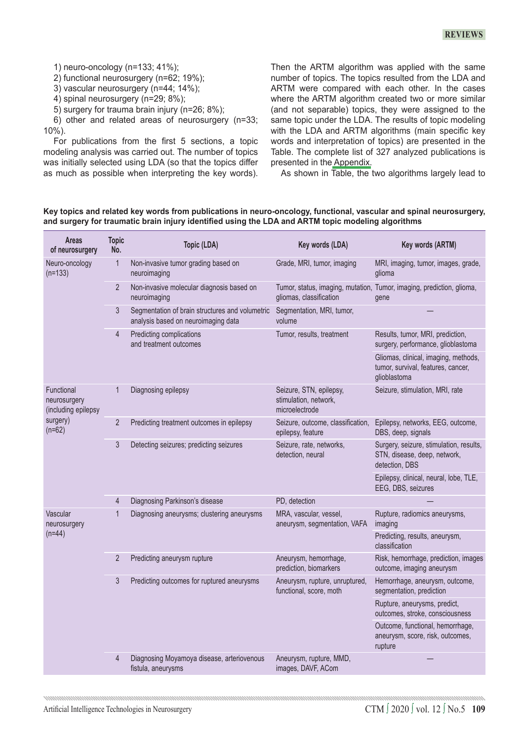1) neuro-oncology (n=133; 41%);

2) functional neurosurgery (n=62; 19%);

3) vascular neurosurgery (n=44; 14%);

4) spinal neurosurgery (n=29; 8%);

5) surgery for trauma brain injury (n=26; 8%);

6) other and related areas of neurosurgery (n=33; 10%).

For publications from the first 5 sections, a topic modeling analysis was carried out. The number of topics was initially selected using LDA (so that the topics differ as much as possible when interpreting the key words). Then the ARTM algorithm was applied with the same number of topics. The topics resulted from the LDA and ARTM were compared with each other. In the cases where the ARTM algorithm created two or more similar (and not separable) topics, they were assigned to the same topic under the LDA. The results of topic modeling with the LDA and ARTM algorithms (main specific key words and interpretation of topics) are presented in the Table. The complete list of 327 analyzed publications is presented in the Appendix.

As shown in Table, the two algorithms largely lead to

**Key topics and related key words from publications in neuro-oncology, functional, vascular and spinal neurosurgery, and surgery for traumatic brain injury identified using the LDA and ARTM topic modeling algorithms**

| Areas of neurosurgery | Topic No. | Topic (LDA) | Key words (LDA) | Key words (ARTM) |
|---|---|---|---|---|
| Neuro-oncology (n=133) | 1 | Non-invasive tumor grading based on neuroimaging | Grade, MRI, tumor, imaging | MRI, imaging, tumor, images, grade, glioma |
| | 2 | Non-invasive molecular diagnosis based on neuroimaging | Tumor, status, imaging, mutation, gliomas, classification | Tumor, imaging, prediction, glioma, gene |
| | 3 | Segmentation of brain structures and volumetric analysis based on neuroimaging data | Segmentation, MRI, tumor, volume | — |
| | 4 | Predicting complications and treatment outcomes | Tumor, results, treatment | Results, tumor, MRI, prediction, surgery, performance, glioblastoma |
| | | | | Gliomas, clinical, imaging, methods, tumor, survival, features, cancer, glioblastoma |
| Functional neurosurgery (including epilepsy surgery) (n=62) | 1 | Diagnosing epilepsy | Seizure, STN, epilepsy, stimulation, network, microelectrode | Seizure, stimulation, MRI, rate |
| | 2 | Predicting treatment outcomes in epilepsy | Seizure, outcome, classification, epilepsy, feature | Epilepsy, networks, EEG, outcome, DBS, deep, signals |
| | 3 | Detecting seizures; predicting seizures | Seizure, rate, networks, detection, neural | Surgery, seizure, stimulation, results, STN, disease, deep, network, detection, DBS |
| | | | | Epilepsy, clinical, neural, lobe, TLE, EEG, DBS, seizures |
| | 4 | Diagnosing Parkinson's disease | PD, detection | — |
| Vascular neurosurgery (n=44) | 1 | Diagnosing aneurysms; clustering aneurysms | MRA, vascular, vessel, aneurysm, segmentation, VAFA | Rupture, radiomics aneurysms, imaging |
| | | | | Predicting, results, aneurysm, classification |
| | 2 | Predicting aneurysm rupture | Aneurysm, hemorrhage, prediction, biomarkers | Risk, hemorrhage, prediction, images outcome, imaging aneurysm |
| | 3 | Predicting outcomes for ruptured aneurysms | Aneurysm, rupture, unruptured, functional, score, moth | Hemorrhage, aneurysm, outcome, segmentation, prediction |
| | | | | Rupture, aneurysms, predict, outcomes, stroke, consciousness |
| | | | | Outcome, functional, hemorrhage, aneurysm, score, risk, outcomes, rupture |
| | 4 | Diagnosing Moyamoya disease, arteriovenous fistula, aneurysms | Aneurysm, rupture, MMD, images, DAVF, ACom | — |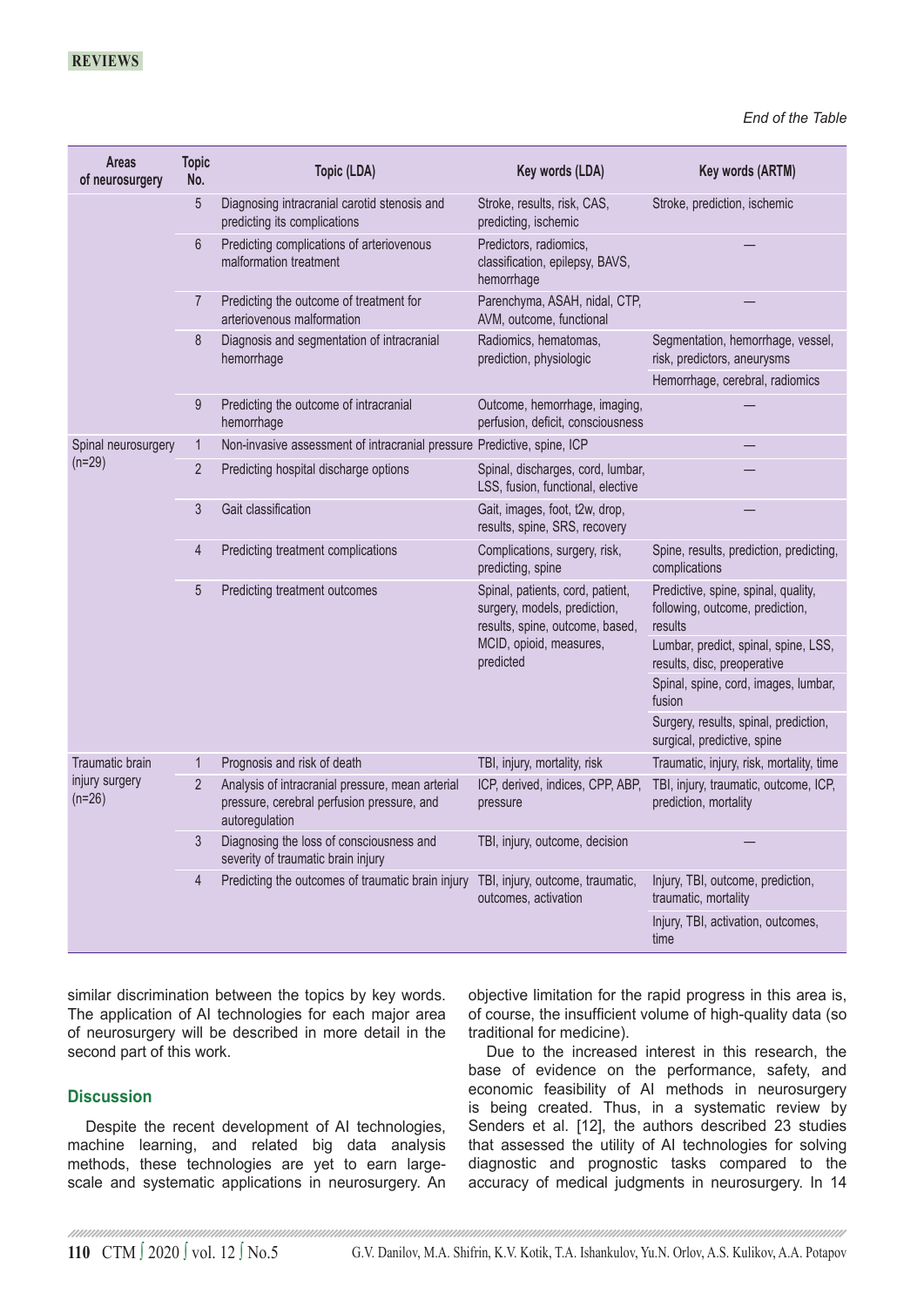*End of the Table*

| Areas of neurosurgery | Topic No. | Topic (LDA) | Key words (LDA) | Key words (ARTM) |
|---|---|---|---|---|
| | 5 | Diagnosing intracranial carotid stenosis and predicting its complications | Stroke, results, risk, CAS, predicting, ischemic | Stroke, prediction, ischemic |
| | 6 | Predicting complications of arteriovenous malformation treatment | Predictors, radiomics, classification, epilepsy, BAVS, hemorrhage | — |
| | 7 | Predicting the outcome of treatment for arteriovenous malformation | Parenchyma, ASAH, nidal, CTP, AVM, outcome, functional | — |
| | 8 | Diagnosis and segmentation of intracranial hemorrhage | Radiomics, hematomas, prediction, physiologic | Segmentation, hemorrhage, vessel, risk, predictors, aneurysms |
| | | | | Hemorrhage, cerebral, radiomics |
| | 9 | Predicting the outcome of intracranial hemorrhage | Outcome, hemorrhage, imaging, perfusion, deficit, consciousness | — |
| Spinal neurosurgery (n=29) | 1 | Non-invasive assessment of intracranial pressure | Predictive, spine, ICP | — |
| | 2 | Predicting hospital discharge options | Spinal, discharges, cord, lumbar, LSS, fusion, functional, elective | — |
| | 3 | Gait classification | Gait, images, foot, t2w, drop, results, spine, SRS, recovery | — |
| | 4 | Predicting treatment complications | Complications, surgery, risk, predicting, spine | Spine, results, prediction, predicting, complications |
| | 5 | Predicting treatment outcomes | Spinal, patients, cord, patient, surgery, models, prediction, results, spine, outcome, based, MCID, opioid, measures, predicted | Predictive, spine, spinal, quality, following, outcome, prediction, results |
| | | | | Lumbar, predict, spinal, spine, LSS, results, disc, preoperative |
| | | | | Spinal, spine, cord, images, lumbar, fusion |
| | | | | Surgery, results, spinal, prediction, surgical, predictive, spine |
| Traumatic brain injury surgery (n=26) | 1 | Prognosis and risk of death | TBI, injury, mortality, risk | Traumatic, injury, risk, mortality, time |
| | 2 | Analysis of intracranial pressure, mean arterial pressure, cerebral perfusion pressure, and autoregulation | ICP, derived, indices, CPP, ABP, pressure | TBI, injury, traumatic, outcome, ICP, prediction, mortality |
| | 3 | Diagnosing the loss of consciousness and severity of traumatic brain injury | TBI, injury, outcome, decision | — |
| | 4 | Predicting the outcomes of traumatic brain injury | TBI, injury, outcome, traumatic, outcomes, activation | Injury, TBI, outcome, prediction, traumatic, mortality |
| | | | | Injury, TBI, activation, outcomes, time |

similar discrimination between the topics by key words. The application of AI technologies for each major area of neurosurgery will be described in more detail in the second part of this work.

## Discussion

Despite the recent development of AI technologies, machine learning, and related big data analysis methods, these technologies are yet to earn large-scale and systematic applications in neurosurgery. An objective limitation for the rapid progress in this area is, of course, the insufficient volume of high-quality data (so traditional for medicine).

Due to the increased interest in this research, the base of evidence on the performance, safety, and economic feasibility of AI methods in neurosurgery is being created. Thus, in a systematic review by Senders et al. [12], the authors described 23 studies that assessed the utility of AI technologies for solving diagnostic and prognostic tasks compared to the accuracy of medical judgments in neurosurgery. In 14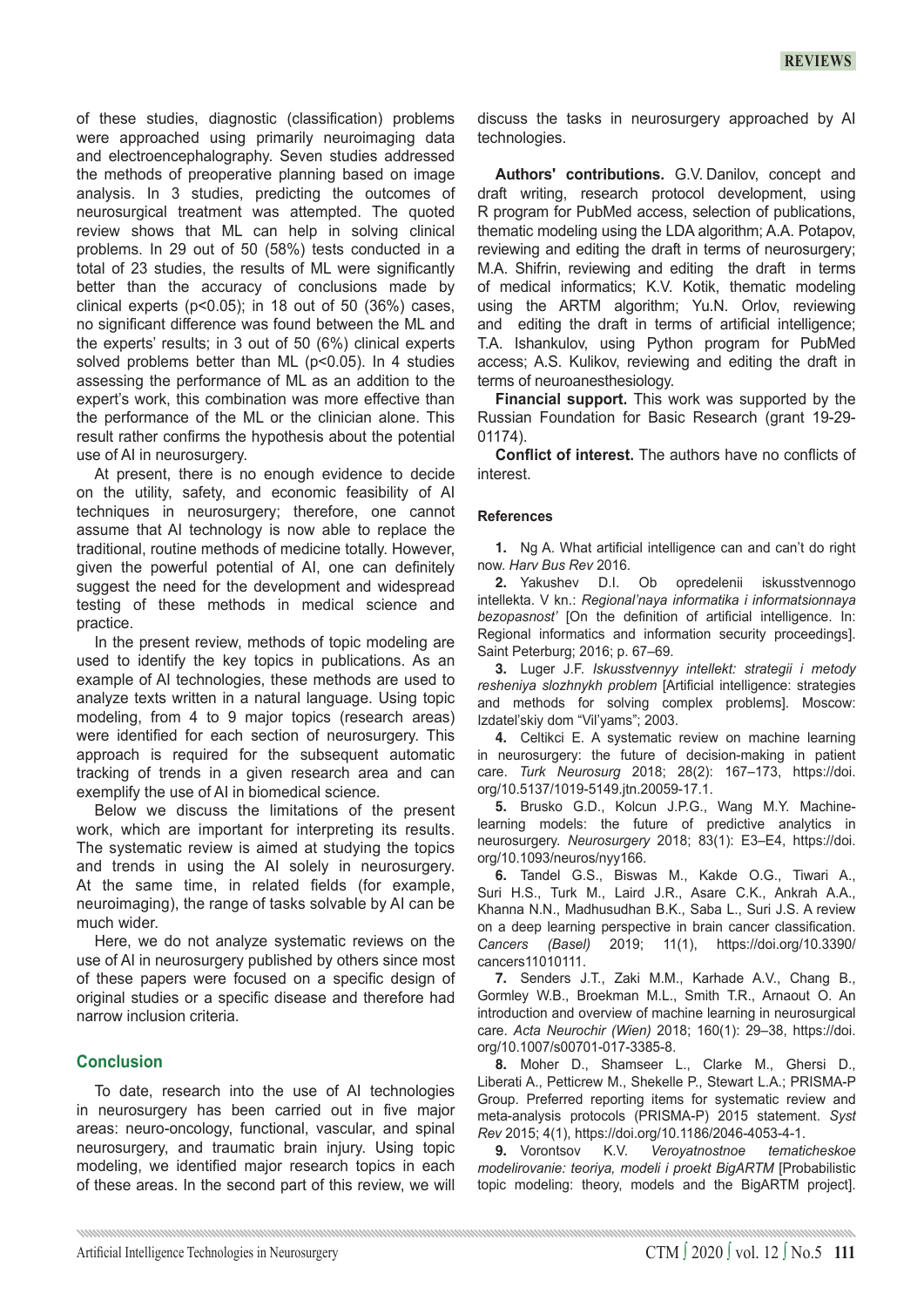of these studies, diagnostic (classification) problems were approached using primarily neuroimaging data and electroencephalography. Seven studies addressed the methods of preoperative planning based on image analysis. In 3 studies, predicting the outcomes of neurosurgical treatment was attempted. The quoted review shows that ML can help in solving clinical problems. In 29 out of 50 (58%) tests conducted in a total of 23 studies, the results of ML were significantly better than the accuracy of conclusions made by clinical experts ($p<0.05$); in 18 out of 50 (36%) cases, no significant difference was found between the ML and the experts' results; in 3 out of 50 (6%) clinical experts solved problems better than ML ($p<0.05$). In 4 studies assessing the performance of ML as an addition to the expert's work, this combination was more effective than the performance of the ML or the clinician alone. This result rather confirms the hypothesis about the potential use of AI in neurosurgery.

At present, there is no enough evidence to decide on the utility, safety, and economic feasibility of AI techniques in neurosurgery; therefore, one cannot assume that AI technology is now able to replace the traditional, routine methods of medicine totally. However, given the powerful potential of AI, one can definitely suggest the need for the development and widespread testing of these methods in medical science and practice.

In the present review, methods of topic modeling are used to identify the key topics in publications. As an example of AI technologies, these methods are used to analyze texts written in a natural language. Using topic modeling, from 4 to 9 major topics (research areas) were identified for each section of neurosurgery. This approach is required for the subsequent automatic tracking of trends in a given research area and can exemplify the use of AI in biomedical science.

Below we discuss the limitations of the present work, which are important for interpreting its results. The systematic review is aimed at studying the topics and trends in using the AI solely in neurosurgery. At the same time, in related fields (for example, neuroimaging), the range of tasks solvable by AI can be much wider.

Here, we do not analyze systematic reviews on the use of AI in neurosurgery published by others since most of these papers were focused on a specific design of original studies or a specific disease and therefore had narrow inclusion criteria.

## Conclusion

To date, research into the use of AI technologies in neurosurgery has been carried out in five major areas: neuro-oncology, functional, vascular, and spinal neurosurgery, and traumatic brain injury. Using topic modeling, we identified major research topics in each of these areas. In the second part of this review, we will discuss the tasks in neurosurgery approached by AI technologies.

**Authors' contributions.** G.V. Danilov, concept and draft writing, research protocol development, using R program for PubMed access, selection of publications, thematic modeling using the LDA algorithm; A.A. Potapov, reviewing and editing the draft in terms of neurosurgery; M.A. Shifrin, reviewing and editing the draft in terms of medical informatics; K.V. Kotik, thematic modeling using the ARTM algorithm; Yu.N. Orlov, reviewing and editing the draft in terms of artificial intelligence; T.A. Ishankulov, using Python program for PubMed access; A.S. Kulikov, reviewing and editing the draft in terms of neuroanesthesiology.

**Financial support.** This work was supported by the Russian Foundation for Basic Research (grant 19-29-01174).

**Conflict of interest.** The authors have no conflicts of interest.

### References

**1.** Ng A. What artificial intelligence can and can't do right now. *Harv Bus Rev* 2016.

**2.** Yakushev D.I. Ob opredelenii iskusstvennogo intellekta. V kn.: *Regional'naya informatika i informatsionnaya bezopasnost'* [On the definition of artificial intelligence. In: Regional informatics and information security proceedings]. Saint Peterburg; 2016; p. 67–69.

**3.** Luger J.F. *Iskusstvennyy intellekt: strategii i metody resheniya slozhnykh problem* [Artificial intelligence: strategies and methods for solving complex problems]. Moscow: Izdatel'skiy dom "Vil'yams"; 2003.

**4.** Celtikci E. A systematic review on machine learning in neurosurgery: the future of decision-making in patient care. *Turk Neurosurg* 2018; 28(2): 167–173, https://doi.org/10.5137/1019-5149.jtn.20059-17.1.

**5.** Brusko G.D., Kolcun J.P.G., Wang M.Y. Machine-learning models: the future of predictive analytics in neurosurgery. *Neurosurgery* 2018; 83(1): E3–E4, https://doi.org/10.1093/neuros/nyy166.

**6.** Tandel G.S., Biswas M., Kakde O.G., Tiwari A., Suri H.S., Turk M., Laird J.R., Asare C.K., Ankrah A.A., Khanna N.N., Madhusudhan B.K., Saba L., Suri J.S. A review on a deep learning perspective in brain cancer classification. *Cancers (Basel)* 2019; 11(1), https://doi.org/10.3390/cancers11010111.

**7.** Senders J.T., Zaki M.M., Karhade A.V., Chang B., Gormley W.B., Broekman M.L., Smith T.R., Arnaout O. An introduction and overview of machine learning in neurosurgical care. *Acta Neurochir (Wien)* 2018; 160(1): 29–38, https://doi.org/10.1007/s00701-017-3385-8.

**8.** Moher D., Shamseer L., Clarke M., Ghersi D., Liberati A., Petticrew M., Shekelle P., Stewart L.A.; PRISMA-P Group. Preferred reporting items for systematic review and meta-analysis protocols (PRISMA-P) 2015 statement. *Syst Rev* 2015; 4(1), https://doi.org/10.1186/2046-4053-4-1.

**9.** Vorontsov K.V. *Veroyatnostnoe tematicheskoe modelirovanie: teoriya, modeli i proekt BigARTM* [Probabilistic topic modeling: theory, models and the BigARTM project].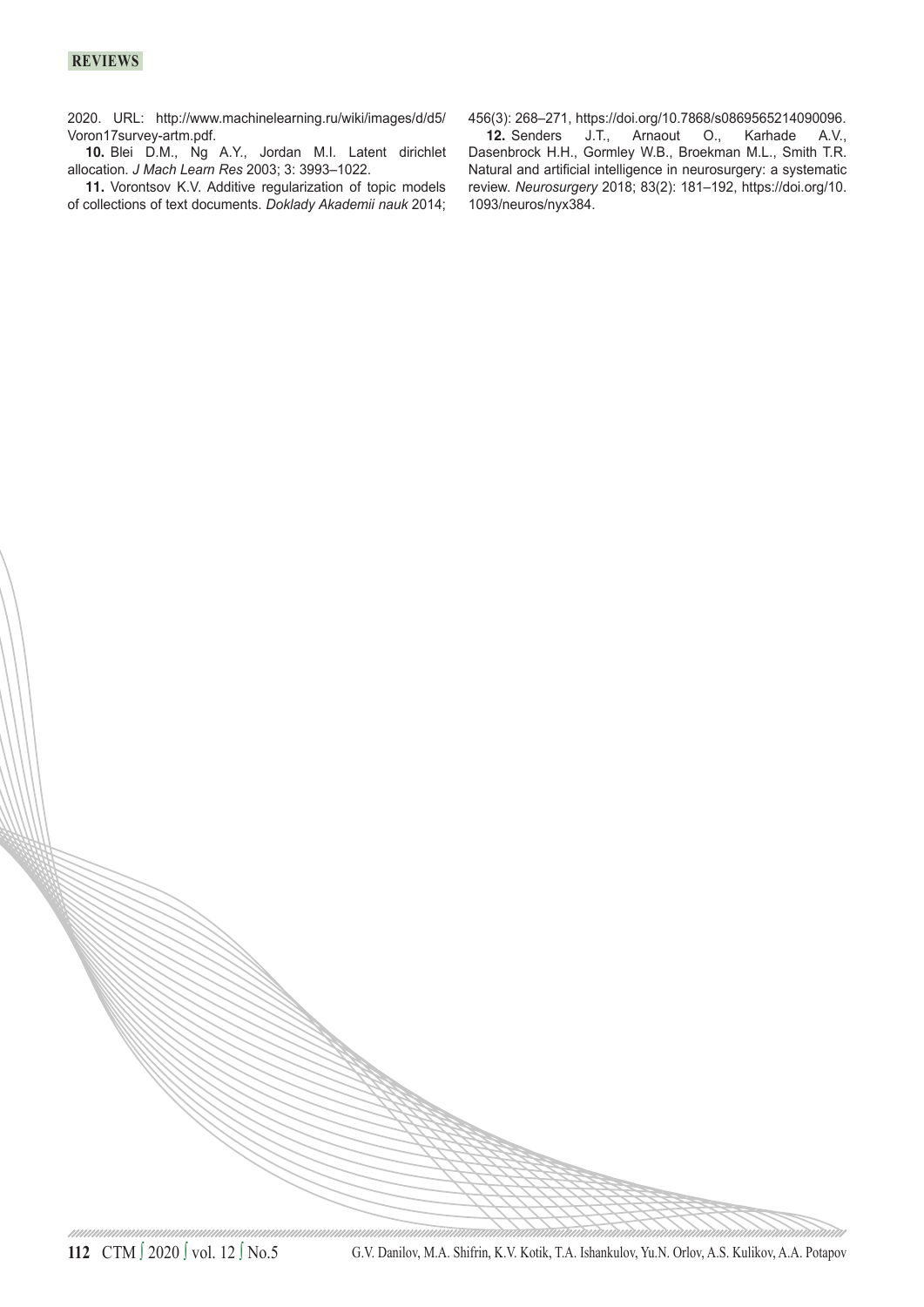2020. URL: http://www.machinelearning.ru/wiki/images/d/d5/Voron17survey-artm.pdf.

**10.** Blei D.M., Ng A.Y., Jordan M.I. Latent dirichlet allocation. *J Mach Learn Res* 2003; 3: 3993–1022.

**11.** Vorontsov K.V. Additive regularization of topic models of collections of text documents. *Doklady Akademii nauk* 2014; 456(3): 268–271, https://doi.org/10.7868/s0869565214090096.

**12.** Senders J.T., Arnaout O., Karhade A.V., Dasenbrock H.H., Gormley W.B., Broekman M.L., Smith T.R. Natural and artificial intelligence in neurosurgery: a systematic review. *Neurosurgery* 2018; 83(2): 181–192, https://doi.org/10.1093/neuros/nyx384.